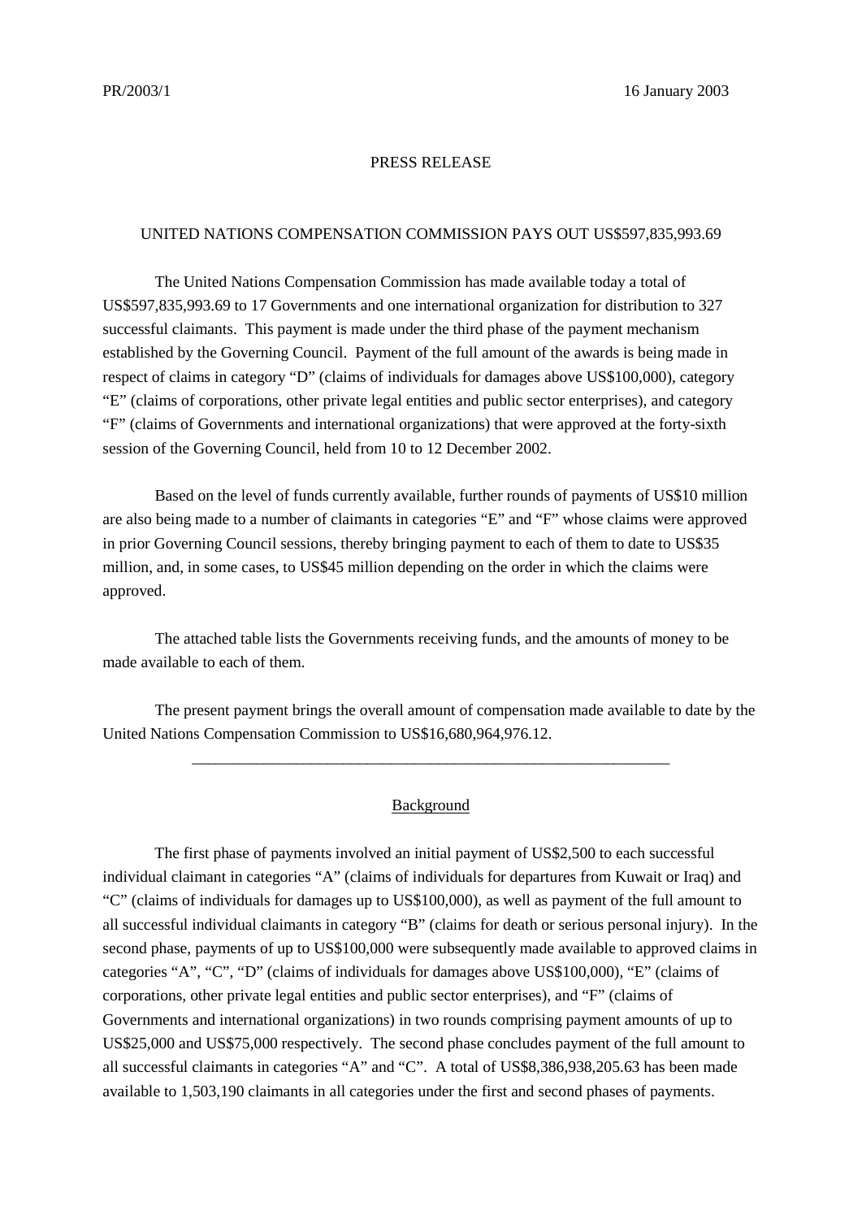PR/2003/1 16 January 2003

PRESS RELEASE

# UNITED NATIONS COMPENSATION COMMISSION PAYS OUT US$597,835,993.69

The United Nations Compensation Commission has made available today a total of US$597,835,993.69 to 17 Governments and one international organization for distribution to 327 successful claimants. This payment is made under the third phase of the payment mechanism established by the Governing Council. Payment of the full amount of the awards is being made in respect of claims in category "D" (claims of individuals for damages above US$100,000), category "E" (claims of corporations, other private legal entities and public sector enterprises), and category "F" (claims of Governments and international organizations) that were approved at the forty-sixth session of the Governing Council, held from 10 to 12 December 2002.

Based on the level of funds currently available, further rounds of payments of US$10 million are also being made to a number of claimants in categories "E" and "F" whose claims were approved in prior Governing Council sessions, thereby bringing payment to each of them to date to US$35 million, and, in some cases, to US$45 million depending on the order in which the claims were approved.

The attached table lists the Governments receiving funds, and the amounts of money to be made available to each of them.

The present payment brings the overall amount of compensation made available to date by the United Nations Compensation Commission to US$16,680,964,976.12.

---

## Background

The first phase of payments involved an initial payment of US$2,500 to each successful individual claimant in categories "A" (claims of individuals for departures from Kuwait or Iraq) and "C" (claims of individuals for damages up to US$100,000), as well as payment of the full amount to all successful individual claimants in category "B" (claims for death or serious personal injury). In the second phase, payments of up to US$100,000 were subsequently made available to approved claims in categories "A", "C", "D" (claims of individuals for damages above US$100,000), "E" (claims of corporations, other private legal entities and public sector enterprises), and "F" (claims of Governments and international organizations) in two rounds comprising payment amounts of up to US$25,000 and US$75,000 respectively. The second phase concludes payment of the full amount to all successful claimants in categories "A" and "C". A total of US$8,386,938,205.63 has been made available to 1,503,190 claimants in all categories under the first and second phases of payments.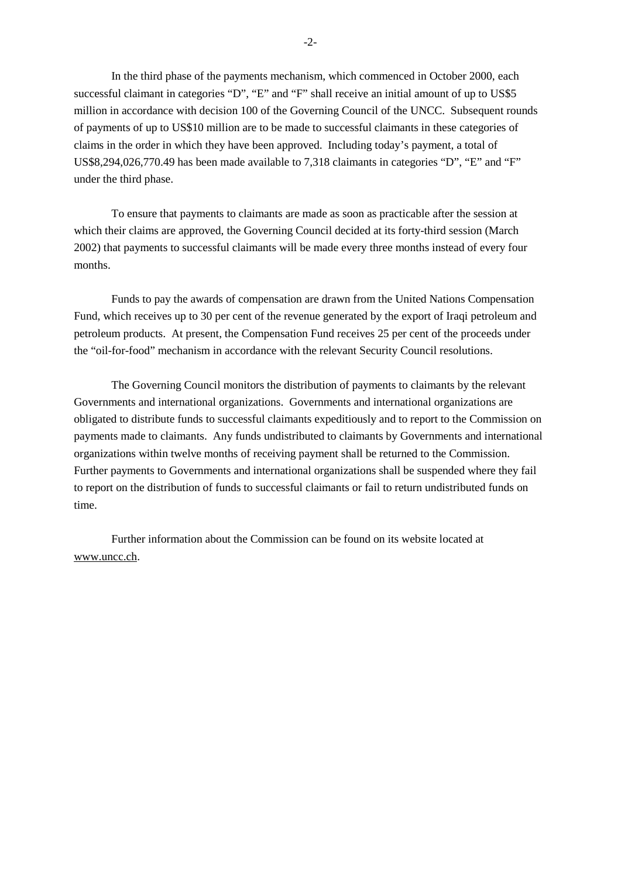In the third phase of the payments mechanism, which commenced in October 2000, each successful claimant in categories “D”, “E” and “F” shall receive an initial amount of up to US$5 million in accordance with decision 100 of the Governing Council of the UNCC. Subsequent rounds of payments of up to US$10 million are to be made to successful claimants in these categories of claims in the order in which they have been approved. Including today’s payment, a total of US$8,294,026,770.49 has been made available to 7,318 claimants in categories “D”, “E” and “F” under the third phase.

To ensure that payments to claimants are made as soon as practicable after the session at which their claims are approved, the Governing Council decided at its forty-third session (March 2002) that payments to successful claimants will be made every three months instead of every four months.

Funds to pay the awards of compensation are drawn from the United Nations Compensation Fund, which receives up to 30 per cent of the revenue generated by the export of Iraqi petroleum and petroleum products. At present, the Compensation Fund receives 25 per cent of the proceeds under the “oil-for-food” mechanism in accordance with the relevant Security Council resolutions.

The Governing Council monitors the distribution of payments to claimants by the relevant Governments and international organizations. Governments and international organizations are obligated to distribute funds to successful claimants expeditiously and to report to the Commission on payments made to claimants. Any funds undistributed to claimants by Governments and international organizations within twelve months of receiving payment shall be returned to the Commission. Further payments to Governments and international organizations shall be suspended where they fail to report on the distribution of funds to successful claimants or fail to return undistributed funds on time.

Further information about the Commission can be found on its website located at www.uncc.ch.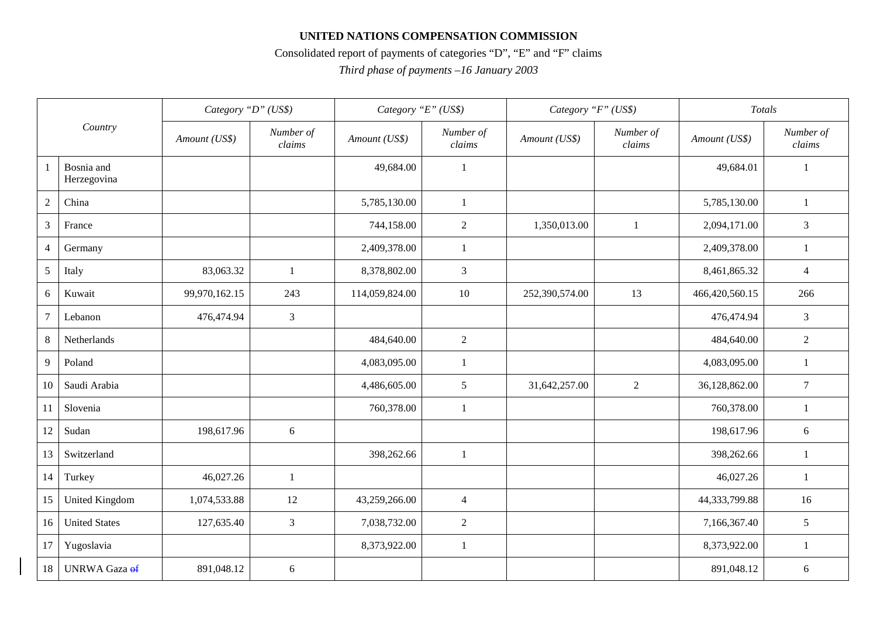**UNITED NATIONS COMPENSATION COMMISSION**

Consolidated report of payments of categories “D”, “E” and “F” claims

*Third phase of payments –16 January 2003*

| | Country | *Category “D” (US$)* | | *Category “E” (US$)* | | *Category “F” (US$)* | | *Totals* | |
|---|---|---|---|---|---|---|---|---|---|
| | | *Amount (US$)* | *Number of claims* | *Amount (US$)* | *Number of claims* | *Amount (US$)* | *Number of claims* | *Amount (US$)* | *Number of claims* |
| 1 | Bosnia and Herzegovina | | | 49,684.00 | 1 | | | 49,684.01 | 1 |
| 2 | China | | | 5,785,130.00 | 1 | | | 5,785,130.00 | 1 |
| 3 | France | | | 744,158.00 | 2 | 1,350,013.00 | 1 | 2,094,171.00 | 3 |
| 4 | Germany | | | 2,409,378.00 | 1 | | | 2,409,378.00 | 1 |
| 5 | Italy | 83,063.32 | 1 | 8,378,802.00 | 3 | | | 8,461,865.32 | 4 |
| 6 | Kuwait | 99,970,162.15 | 243 | 114,059,824.00 | 10 | 252,390,574.00 | 13 | 466,420,560.15 | 266 |
| 7 | Lebanon | 476,474.94 | 3 | | | | | 476,474.94 | 3 |
| 8 | Netherlands | | | 484,640.00 | 2 | | | 484,640.00 | 2 |
| 9 | Poland | | | 4,083,095.00 | 1 | | | 4,083,095.00 | 1 |
| 10 | Saudi Arabia | | | 4,486,605.00 | 5 | 31,642,257.00 | 2 | 36,128,862.00 | 7 |
| 11 | Slovenia | | | 760,378.00 | 1 | | | 760,378.00 | 1 |
| 12 | Sudan | 198,617.96 | 6 | | | | | 198,617.96 | 6 |
| 13 | Switzerland | | | 398,262.66 | 1 | | | 398,262.66 | 1 |
| 14 | Turkey | 46,027.26 | 1 | | | | | 46,027.26 | 1 |
| 15 | United Kingdom | 1,074,533.88 | 12 | 43,259,266.00 | 4 | | | 44,333,799.88 | 16 |
| 16 | United States | 127,635.40 | 3 | 7,038,732.00 | 2 | | | 7,166,367.40 | 5 |
| 17 | Yugoslavia | | | 8,373,922.00 | 1 | | | 8,373,922.00 | 1 |
| 18 | UNRWA Gaza ~~of~~ | 891,048.12 | 6 | | | | | 891,048.12 | 6 |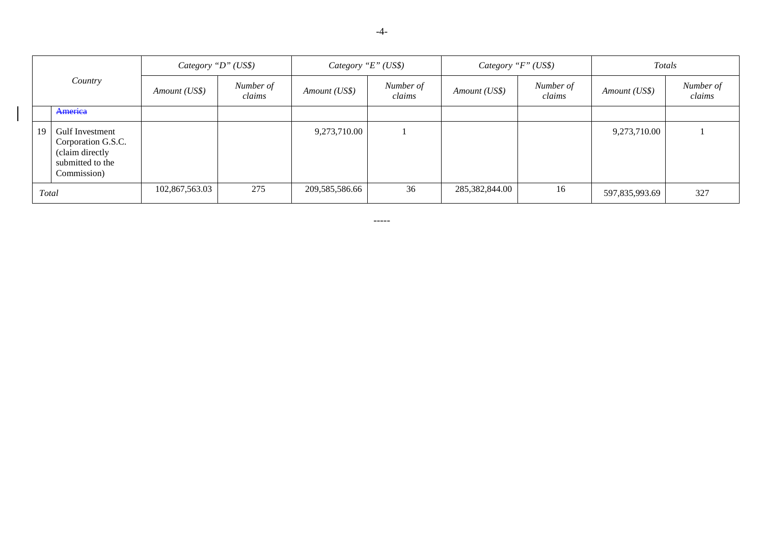| Country | | Category "D" (US$) | | Category "E" (US$) | | Category "F" (US$) | | Totals | |
|---|---|---|---|---|---|---|---|---|---|
| | | Amount (US$) | Number of claims | Amount (US$) | Number of claims | Amount (US$) | Number of claims | Amount (US$) | Number of claims |
| | ~~America~~ | | | | | | | | |
| 19 | Gulf Investment Corporation G.S.C. (claim directly submitted to the Commission) | | | 9,273,710.00 | 1 | | | 9,273,710.00 | 1 |
| Total | | 102,867,563.03 | 275 | 209,585,586.66 | 36 | 285,382,844.00 | 16 | 597,835,993.69 | 327 |

-----